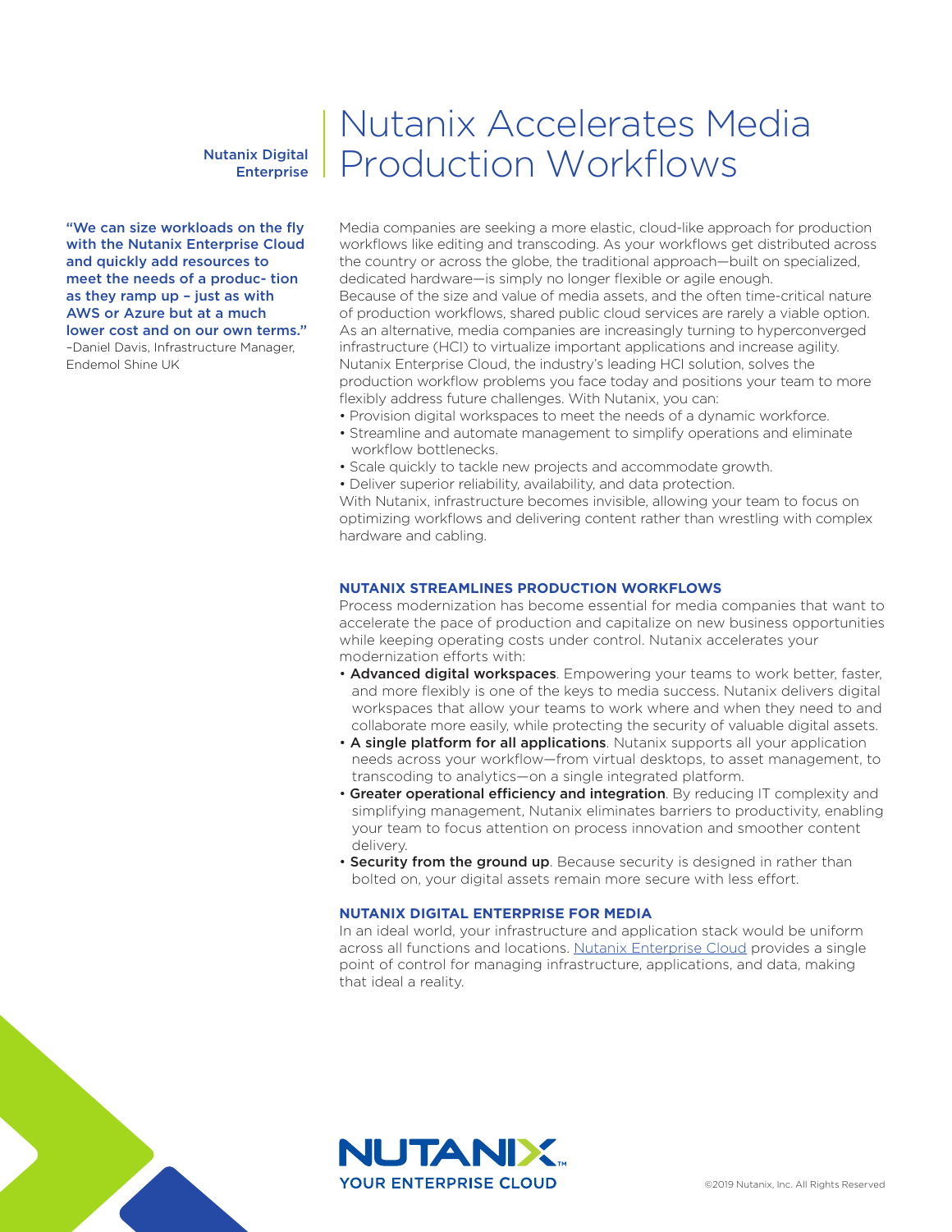Nutanix Digital Enterprise

# Nutanix Accelerates Media Production Workflows

**"We can size workloads on the fly with the Nutanix Enterprise Cloud and quickly add resources to meet the needs of a produc- tion as they ramp up – just as with AWS or Azure but at a much lower cost and on our own terms."**

–Daniel Davis, Infrastructure Manager, Endemol Shine UK

Media companies are seeking a more elastic, cloud-like approach for production workflows like editing and transcoding. As your workflows get distributed across the country or across the globe, the traditional approach—built on specialized, dedicated hardware—is simply no longer flexible or agile enough.

Because of the size and value of media assets, and the often time-critical nature of production workflows, shared public cloud services are rarely a viable option. As an alternative, media companies are increasingly turning to hyperconverged infrastructure (HCI) to virtualize important applications and increase agility.

Nutanix Enterprise Cloud, the industry's leading HCI solution, solves the production workflow problems you face today and positions your team to more flexibly address future challenges. With Nutanix, you can:

- Provision digital workspaces to meet the needs of a dynamic workforce.
- Streamline and automate management to simplify operations and eliminate workflow bottlenecks.
- Scale quickly to tackle new projects and accommodate growth.
- Deliver superior reliability, availability, and data protection.

With Nutanix, infrastructure becomes invisible, allowing your team to focus on optimizing workflows and delivering content rather than wrestling with complex hardware and cabling.

## NUTANIX STREAMLINES PRODUCTION WORKFLOWS

Process modernization has become essential for media companies that want to accelerate the pace of production and capitalize on new business opportunities while keeping operating costs under control. Nutanix accelerates your modernization efforts with:

- **Advanced digital workspaces**. Empowering your teams to work better, faster, and more flexibly is one of the keys to media success. Nutanix delivers digital workspaces that allow your teams to work where and when they need to and collaborate more easily, while protecting the security of valuable digital assets.
- **A single platform for all applications**. Nutanix supports all your application needs across your workflow—from virtual desktops, to asset management, to transcoding to analytics—on a single integrated platform.
- **Greater operational efficiency and integration**. By reducing IT complexity and simplifying management, Nutanix eliminates barriers to productivity, enabling your team to focus attention on process innovation and smoother content delivery.
- **Security from the ground up**. Because security is designed in rather than bolted on, your digital assets remain more secure with less effort.

## NUTANIX DIGITAL ENTERPRISE FOR MEDIA

In an ideal world, your infrastructure and application stack would be uniform across all functions and locations. Nutanix Enterprise Cloud provides a single point of control for managing infrastructure, applications, and data, making that ideal a reality.

NUTANIX™
YOUR ENTERPRISE CLOUD

©2019 Nutanix, Inc. All Rights Reserved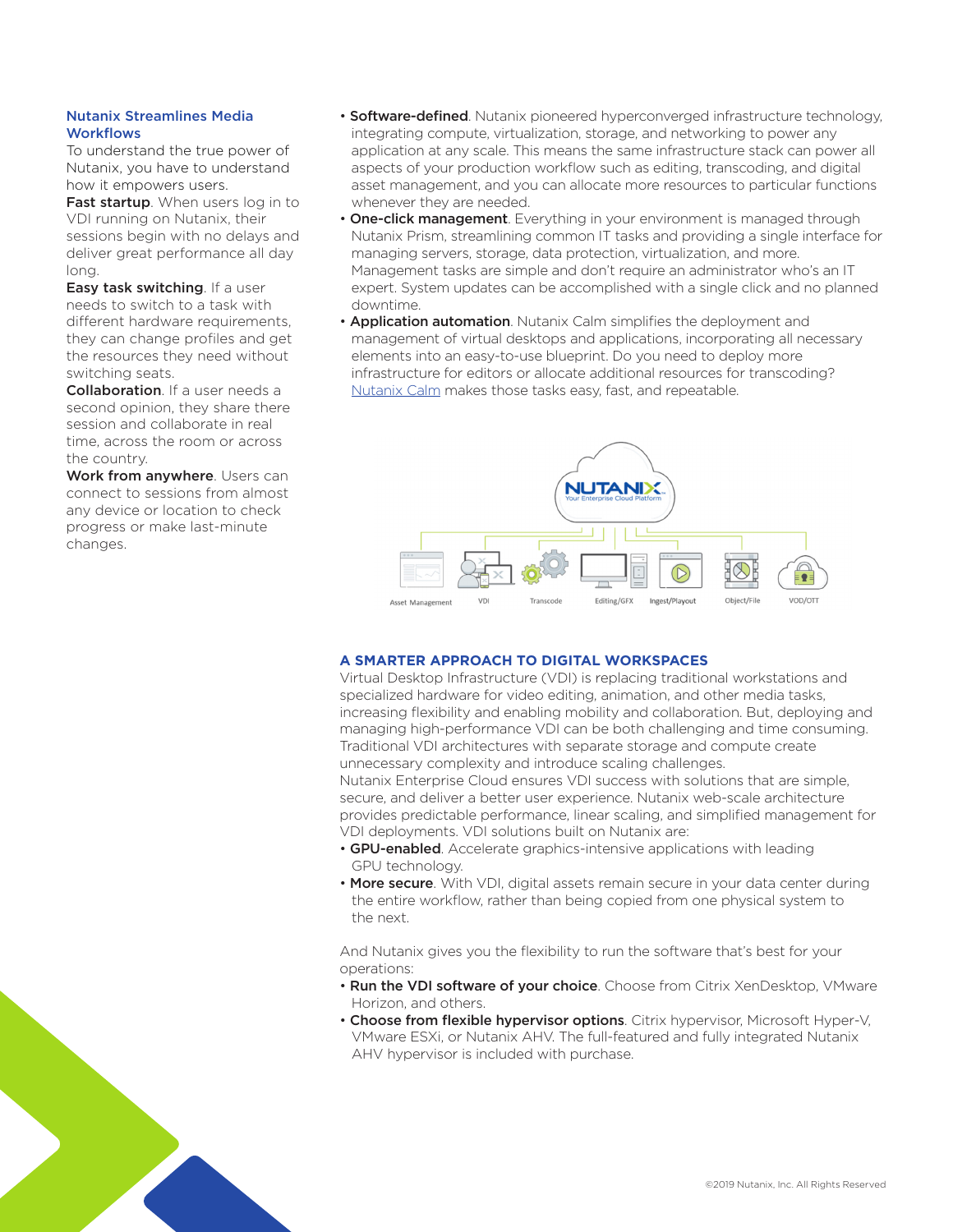### Nutanix Streamlines Media Workflows

To understand the true power of Nutanix, you have to understand how it empowers users.

**Fast startup**. When users log in to VDI running on Nutanix, their sessions begin with no delays and deliver great performance all day long.

**Easy task switching**. If a user needs to switch to a task with different hardware requirements, they can change profiles and get the resources they need without switching seats.

**Collaboration**. If a user needs a second opinion, they share there session and collaborate in real time, across the room or across the country.

**Work from anywhere**. Users can connect to sessions from almost any device or location to check progress or make last-minute changes.

- **Software-defined**. Nutanix pioneered hyperconverged infrastructure technology, integrating compute, virtualization, storage, and networking to power any application at any scale. This means the same infrastructure stack can power all aspects of your production workflow such as editing, transcoding, and digital asset management, and you can allocate more resources to particular functions whenever they are needed.
- **One-click management**. Everything in your environment is managed through Nutanix Prism, streamlining common IT tasks and providing a single interface for managing servers, storage, data protection, virtualization, and more. Management tasks are simple and don't require an administrator who's an IT expert. System updates can be accomplished with a single click and no planned downtime.
- **Application automation**. Nutanix Calm simplifies the deployment and management of virtual desktops and applications, incorporating all necessary elements into an easy-to-use blueprint. Do you need to deploy more infrastructure for editors or allocate additional resources for transcoding? Nutanix Calm makes those tasks easy, fast, and repeatable.

NUTANIX
Your Enterprise Cloud Platform

Asset Management | VDI | Transcode | Editing/GFX | Ingest/Playout | Object/File | VOD/OTT

## A SMARTER APPROACH TO DIGITAL WORKSPACES

Virtual Desktop Infrastructure (VDI) is replacing traditional workstations and specialized hardware for video editing, animation, and other media tasks, increasing flexibility and enabling mobility and collaboration. But, deploying and managing high-performance VDI can be both challenging and time consuming. Traditional VDI architectures with separate storage and compute create unnecessary complexity and introduce scaling challenges.

Nutanix Enterprise Cloud ensures VDI success with solutions that are simple, secure, and deliver a better user experience. Nutanix web-scale architecture provides predictable performance, linear scaling, and simplified management for VDI deployments. VDI solutions built on Nutanix are:

- **GPU-enabled**. Accelerate graphics-intensive applications with leading GPU technology.
- **More secure**. With VDI, digital assets remain secure in your data center during the entire workflow, rather than being copied from one physical system to the next.

And Nutanix gives you the flexibility to run the software that's best for your operations:

- **Run the VDI software of your choice**. Choose from Citrix XenDesktop, VMware Horizon, and others.
- **Choose from flexible hypervisor options**. Citrix hypervisor, Microsoft Hyper-V, VMware ESXi, or Nutanix AHV. The full-featured and fully integrated Nutanix AHV hypervisor is included with purchase.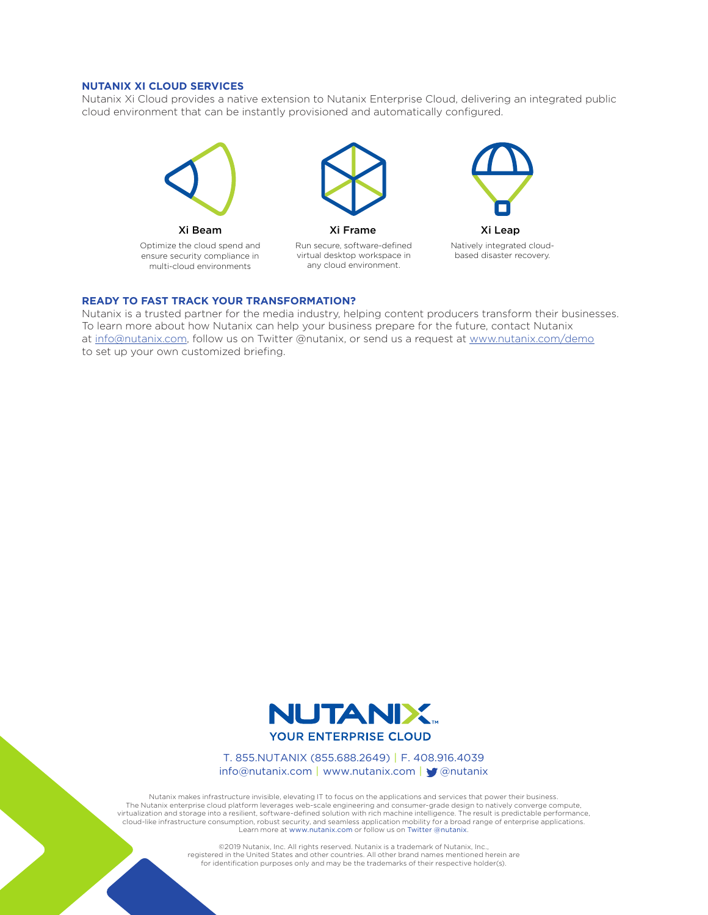## NUTANIX XI CLOUD SERVICES

Nutanix Xi Cloud provides a native extension to Nutanix Enterprise Cloud, delivering an integrated public cloud environment that can be instantly provisioned and automatically configured.

**Xi Beam**

Optimize the cloud spend and ensure security compliance in multi-cloud environments

**Xi Frame**

Run secure, software-defined virtual desktop workspace in any cloud environment.

**Xi Leap**

Natively integrated cloud-based disaster recovery.

## READY TO FAST TRACK YOUR TRANSFORMATION?

Nutanix is a trusted partner for the media industry, helping content producers transform their businesses. To learn more about how Nutanix can help your business prepare for the future, contact Nutanix at info@nutanix.com, follow us on Twitter @nutanix, or send us a request at www.nutanix.com/demo to set up your own customized briefing.

NUTANIX™
YOUR ENTERPRISE CLOUD

T. 855.NUTANIX (855.688.2649) | F. 408.916.4039
info@nutanix.com | www.nutanix.com | @nutanix

Nutanix makes infrastructure invisible, elevating IT to focus on the applications and services that power their business. The Nutanix enterprise cloud platform leverages web-scale engineering and consumer-grade design to natively converge compute, virtualization and storage into a resilient, software-defined solution with rich machine intelligence. The result is predictable performance, cloud-like infrastructure consumption, robust security, and seamless application mobility for a broad range of enterprise applications. Learn more at www.nutanix.com or follow us on Twitter @nutanix.

©2019 Nutanix, Inc. All rights reserved. Nutanix is a trademark of Nutanix, Inc., registered in the United States and other countries. All other brand names mentioned herein are for identification purposes only and may be the trademarks of their respective holder(s).